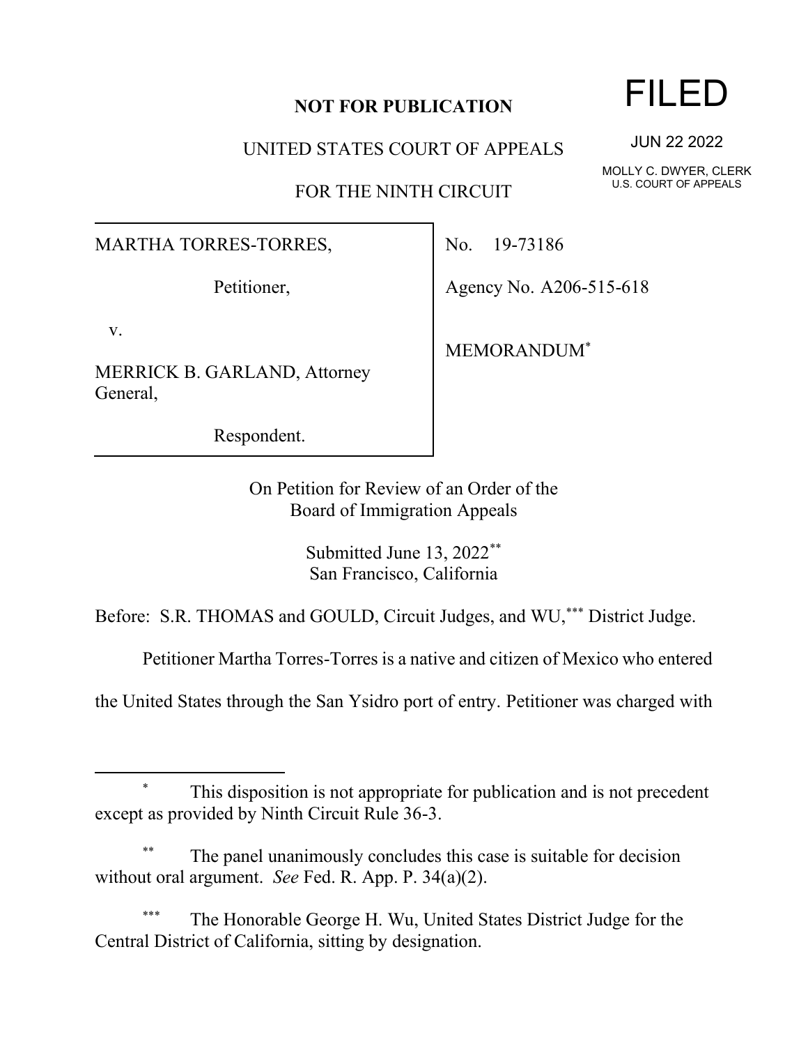**NOT FOR PUBLICATION**

FILED

JUN 22 2022

MOLLY C. DWYER, CLERK
U.S. COURT OF APPEALS

UNITED STATES COURT OF APPEALS

FOR THE NINTH CIRCUIT

| | |
|---|---|
| MARTHA TORRES-TORRES,<br><br>Petitioner,<br><br>v.<br><br>MERRICK B. GARLAND, Attorney General,<br><br>Respondent. | No. 19-73186<br><br>Agency No. A206-515-618<br><br>MEMORANDUM* |

On Petition for Review of an Order of the
Board of Immigration Appeals

Submitted June 13, 2022**
San Francisco, California

Before: S.R. THOMAS and GOULD, Circuit Judges, and WU,*** District Judge.

Petitioner Martha Torres-Torres is a native and citizen of Mexico who entered the United States through the San Ysidro port of entry. Petitioner was charged with

---

\* This disposition is not appropriate for publication and is not precedent except as provided by Ninth Circuit Rule 36-3.

\*\* The panel unanimously concludes this case is suitable for decision without oral argument. *See* Fed. R. App. P. 34(a)(2).

\*\*\* The Honorable George H. Wu, United States District Judge for the Central District of California, sitting by designation.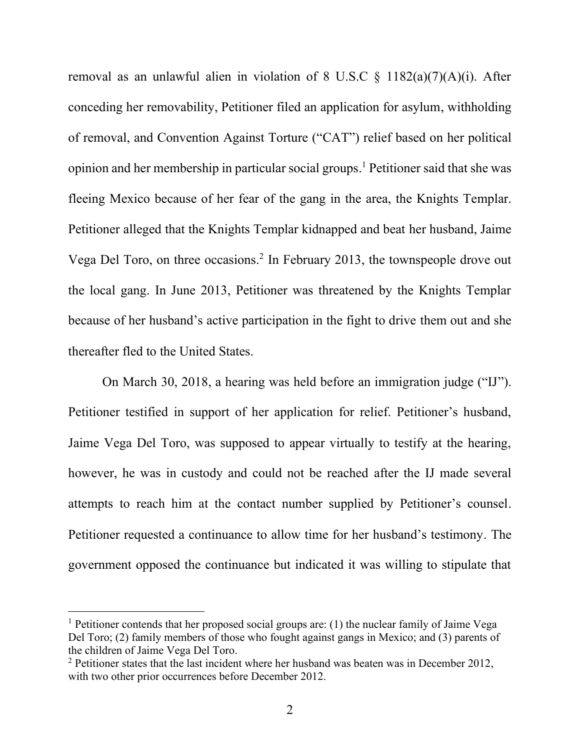removal as an unlawful alien in violation of 8 U.S.C § 1182(a)(7)(A)(i). After conceding her removability, Petitioner filed an application for asylum, withholding of removal, and Convention Against Torture ("CAT") relief based on her political opinion and her membership in particular social groups.[1] Petitioner said that she was fleeing Mexico because of her fear of the gang in the area, the Knights Templar. Petitioner alleged that the Knights Templar kidnapped and beat her husband, Jaime Vega Del Toro, on three occasions.[2] In February 2013, the townspeople drove out the local gang. In June 2013, Petitioner was threatened by the Knights Templar because of her husband's active participation in the fight to drive them out and she thereafter fled to the United States.

On March 30, 2018, a hearing was held before an immigration judge ("IJ"). Petitioner testified in support of her application for relief. Petitioner's husband, Jaime Vega Del Toro, was supposed to appear virtually to testify at the hearing, however, he was in custody and could not be reached after the IJ made several attempts to reach him at the contact number supplied by Petitioner's counsel. Petitioner requested a continuance to allow time for her husband's testimony. The government opposed the continuance but indicated it was willing to stipulate that

---

[1] Petitioner contends that her proposed social groups are: (1) the nuclear family of Jaime Vega Del Toro; (2) family members of those who fought against gangs in Mexico; and (3) parents of the children of Jaime Vega Del Toro.

[2] Petitioner states that the last incident where her husband was beaten was in December 2012, with two other prior occurrences before December 2012.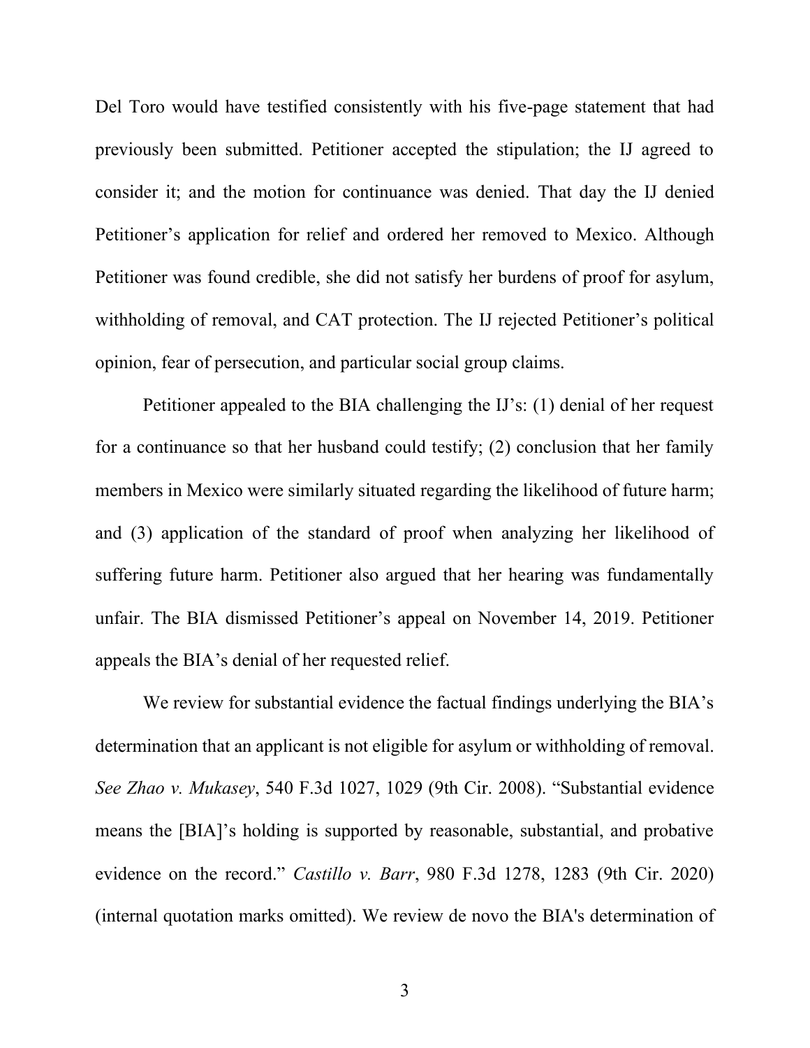Del Toro would have testified consistently with his five-page statement that had previously been submitted. Petitioner accepted the stipulation; the IJ agreed to consider it; and the motion for continuance was denied. That day the IJ denied Petitioner's application for relief and ordered her removed to Mexico. Although Petitioner was found credible, she did not satisfy her burdens of proof for asylum, withholding of removal, and CAT protection. The IJ rejected Petitioner's political opinion, fear of persecution, and particular social group claims.

Petitioner appealed to the BIA challenging the IJ's: (1) denial of her request for a continuance so that her husband could testify; (2) conclusion that her family members in Mexico were similarly situated regarding the likelihood of future harm; and (3) application of the standard of proof when analyzing her likelihood of suffering future harm. Petitioner also argued that her hearing was fundamentally unfair. The BIA dismissed Petitioner's appeal on November 14, 2019. Petitioner appeals the BIA's denial of her requested relief.

We review for substantial evidence the factual findings underlying the BIA's determination that an applicant is not eligible for asylum or withholding of removal. *See Zhao v. Mukasey*, 540 F.3d 1027, 1029 (9th Cir. 2008). "Substantial evidence means the [BIA]'s holding is supported by reasonable, substantial, and probative evidence on the record." *Castillo v. Barr*, 980 F.3d 1278, 1283 (9th Cir. 2020) (internal quotation marks omitted). We review de novo the BIA's determination of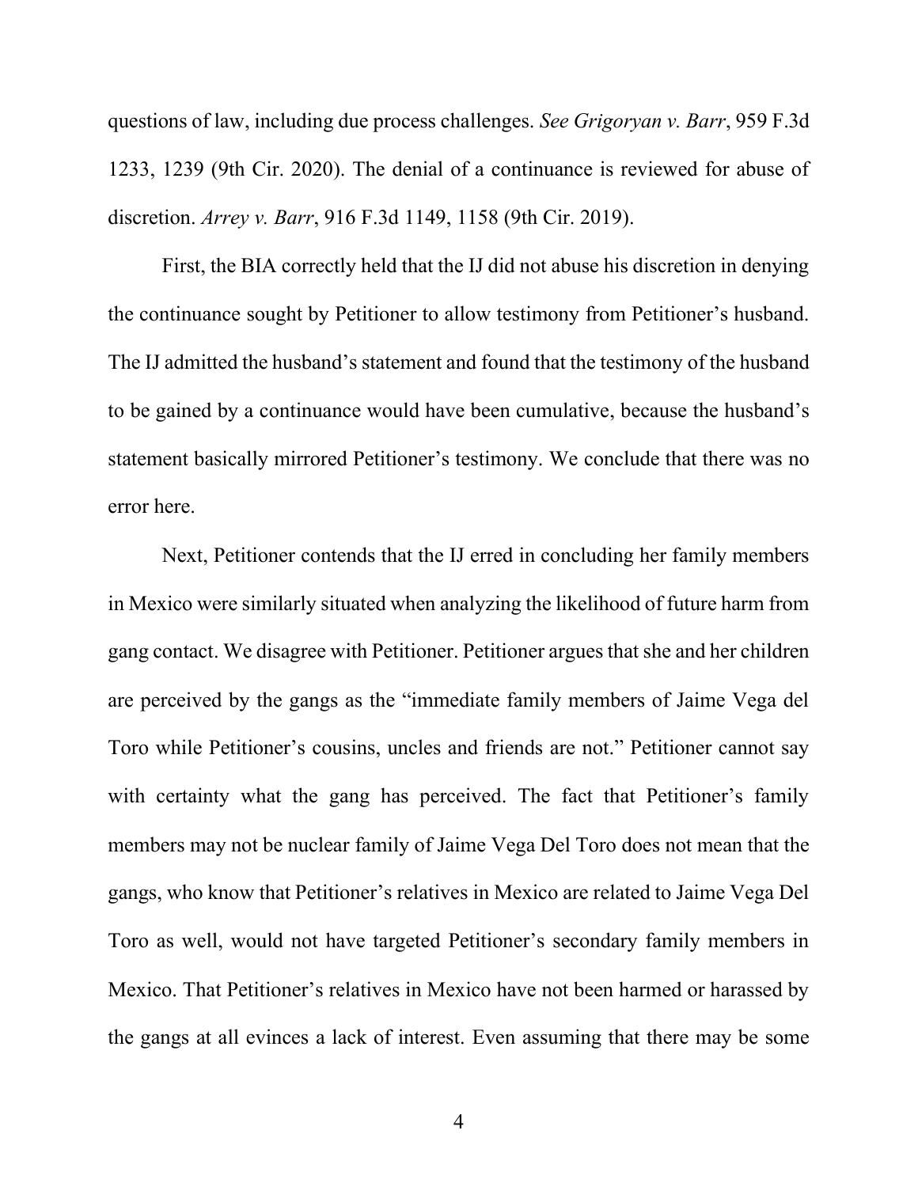questions of law, including due process challenges. *See Grigoryan v. Barr*, 959 F.3d 1233, 1239 (9th Cir. 2020). The denial of a continuance is reviewed for abuse of discretion. *Arrey v. Barr*, 916 F.3d 1149, 1158 (9th Cir. 2019).

First, the BIA correctly held that the IJ did not abuse his discretion in denying the continuance sought by Petitioner to allow testimony from Petitioner's husband. The IJ admitted the husband's statement and found that the testimony of the husband to be gained by a continuance would have been cumulative, because the husband's statement basically mirrored Petitioner's testimony. We conclude that there was no error here.

Next, Petitioner contends that the IJ erred in concluding her family members in Mexico were similarly situated when analyzing the likelihood of future harm from gang contact. We disagree with Petitioner. Petitioner argues that she and her children are perceived by the gangs as the "immediate family members of Jaime Vega del Toro while Petitioner's cousins, uncles and friends are not." Petitioner cannot say with certainty what the gang has perceived. The fact that Petitioner's family members may not be nuclear family of Jaime Vega Del Toro does not mean that the gangs, who know that Petitioner's relatives in Mexico are related to Jaime Vega Del Toro as well, would not have targeted Petitioner's secondary family members in Mexico. That Petitioner's relatives in Mexico have not been harmed or harassed by the gangs at all evinces a lack of interest. Even assuming that there may be some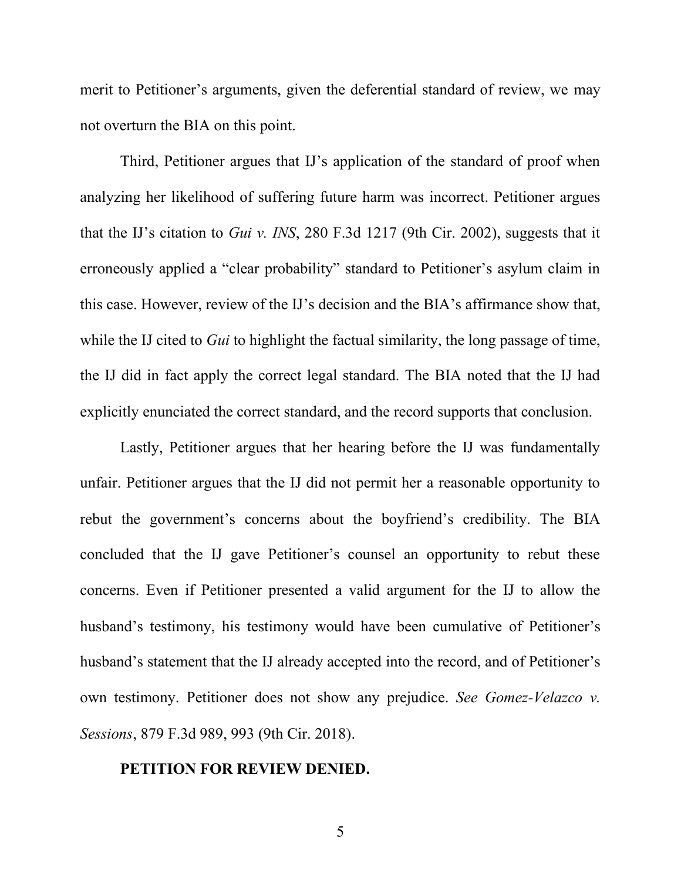merit to Petitioner's arguments, given the deferential standard of review, we may not overturn the BIA on this point.

Third, Petitioner argues that IJ's application of the standard of proof when analyzing her likelihood of suffering future harm was incorrect. Petitioner argues that the IJ's citation to *Gui v. INS*, 280 F.3d 1217 (9th Cir. 2002), suggests that it erroneously applied a "clear probability" standard to Petitioner's asylum claim in this case. However, review of the IJ's decision and the BIA's affirmance show that, while the IJ cited to *Gui* to highlight the factual similarity, the long passage of time, the IJ did in fact apply the correct legal standard. The BIA noted that the IJ had explicitly enunciated the correct standard, and the record supports that conclusion.

Lastly, Petitioner argues that her hearing before the IJ was fundamentally unfair. Petitioner argues that the IJ did not permit her a reasonable opportunity to rebut the government's concerns about the boyfriend's credibility. The BIA concluded that the IJ gave Petitioner's counsel an opportunity to rebut these concerns. Even if Petitioner presented a valid argument for the IJ to allow the husband's testimony, his testimony would have been cumulative of Petitioner's husband's statement that the IJ already accepted into the record, and of Petitioner's own testimony. Petitioner does not show any prejudice. *See Gomez-Velazco v. Sessions*, 879 F.3d 989, 993 (9th Cir. 2018).

**PETITION FOR REVIEW DENIED.**